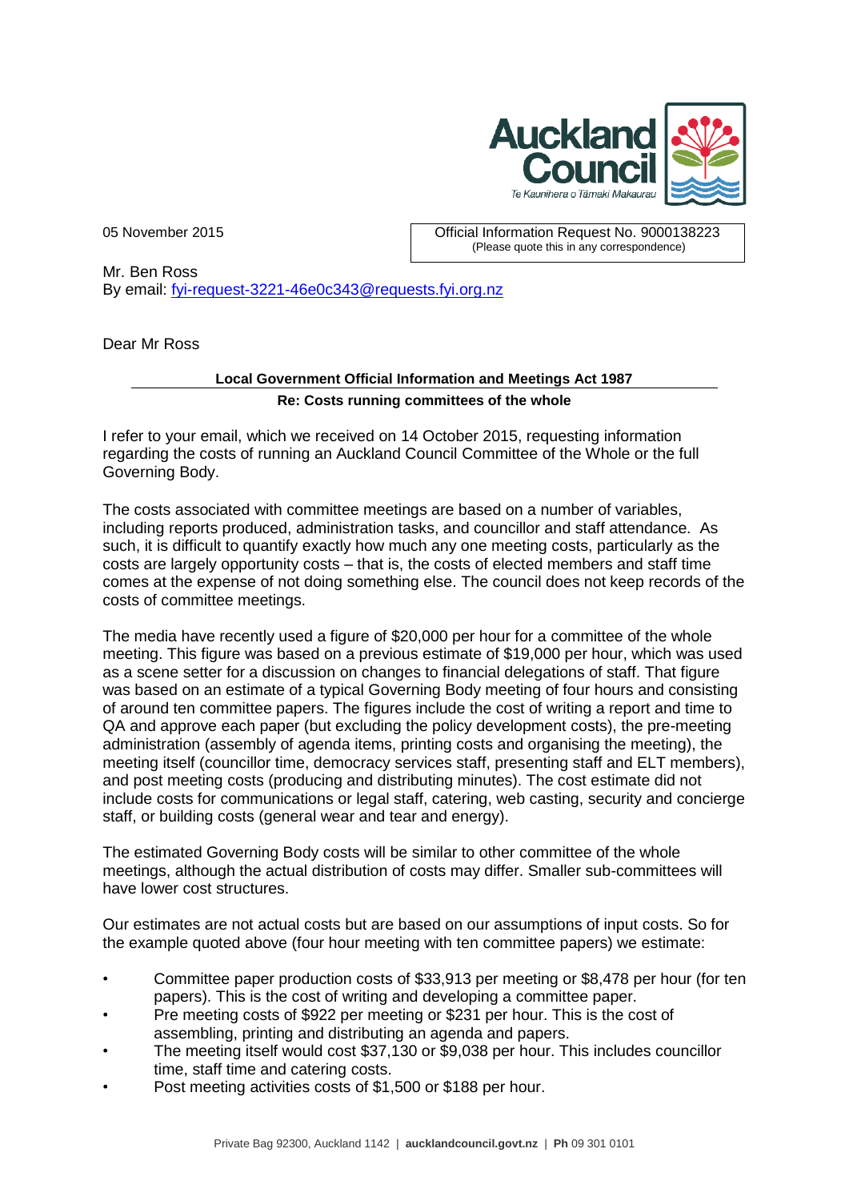05 November 2015

Official Information Request No. 9000138223
(Please quote this in any correspondence)

Mr. Ben Ross
By email: fyi-request-3221-46e0c343@requests.fyi.org.nz

Dear Mr Ross

**Local Government Official Information and Meetings Act 1987**

**Re: Costs running committees of the whole**

I refer to your email, which we received on 14 October 2015, requesting information regarding the costs of running an Auckland Council Committee of the Whole or the full Governing Body.

The costs associated with committee meetings are based on a number of variables, including reports produced, administration tasks, and councillor and staff attendance. As such, it is difficult to quantify exactly how much any one meeting costs, particularly as the costs are largely opportunity costs – that is, the costs of elected members and staff time comes at the expense of not doing something else. The council does not keep records of the costs of committee meetings.

The media have recently used a figure of $20,000 per hour for a committee of the whole meeting. This figure was based on a previous estimate of $19,000 per hour, which was used as a scene setter for a discussion on changes to financial delegations of staff. That figure was based on an estimate of a typical Governing Body meeting of four hours and consisting of around ten committee papers. The figures include the cost of writing a report and time to QA and approve each paper (but excluding the policy development costs), the pre-meeting administration (assembly of agenda items, printing costs and organising the meeting), the meeting itself (councillor time, democracy services staff, presenting staff and ELT members), and post meeting costs (producing and distributing minutes). The cost estimate did not include costs for communications or legal staff, catering, web casting, security and concierge staff, or building costs (general wear and tear and energy).

The estimated Governing Body costs will be similar to other committee of the whole meetings, although the actual distribution of costs may differ. Smaller sub-committees will have lower cost structures.

Our estimates are not actual costs but are based on our assumptions of input costs. So for the example quoted above (four hour meeting with ten committee papers) we estimate:

- Committee paper production costs of $33,913 per meeting or $8,478 per hour (for ten papers). This is the cost of writing and developing a committee paper.
- Pre meeting costs of $922 per meeting or $231 per hour. This is the cost of assembling, printing and distributing an agenda and papers.
- The meeting itself would cost $37,130 or $9,038 per hour. This includes councillor time, staff time and catering costs.
- Post meeting activities costs of $1,500 or $188 per hour.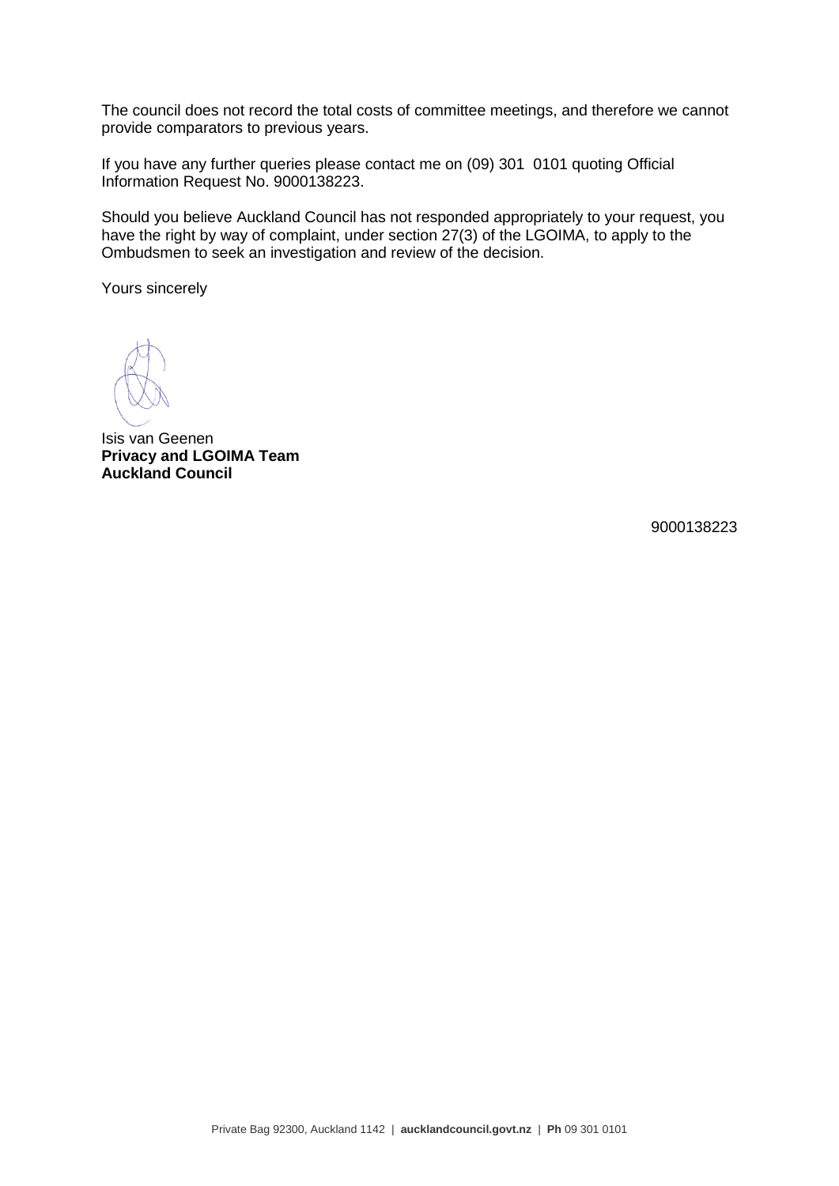The council does not record the total costs of committee meetings, and therefore we cannot provide comparators to previous years.

If you have any further queries please contact me on (09) 301 0101 quoting Official Information Request No. 9000138223.

Should you believe Auckland Council has not responded appropriately to your request, you have the right by way of complaint, under section 27(3) of the LGOIMA, to apply to the Ombudsmen to seek an investigation and review of the decision.

Yours sincerely

Isis van Geenen
**Privacy and LGOIMA Team**
**Auckland Council**

9000138223